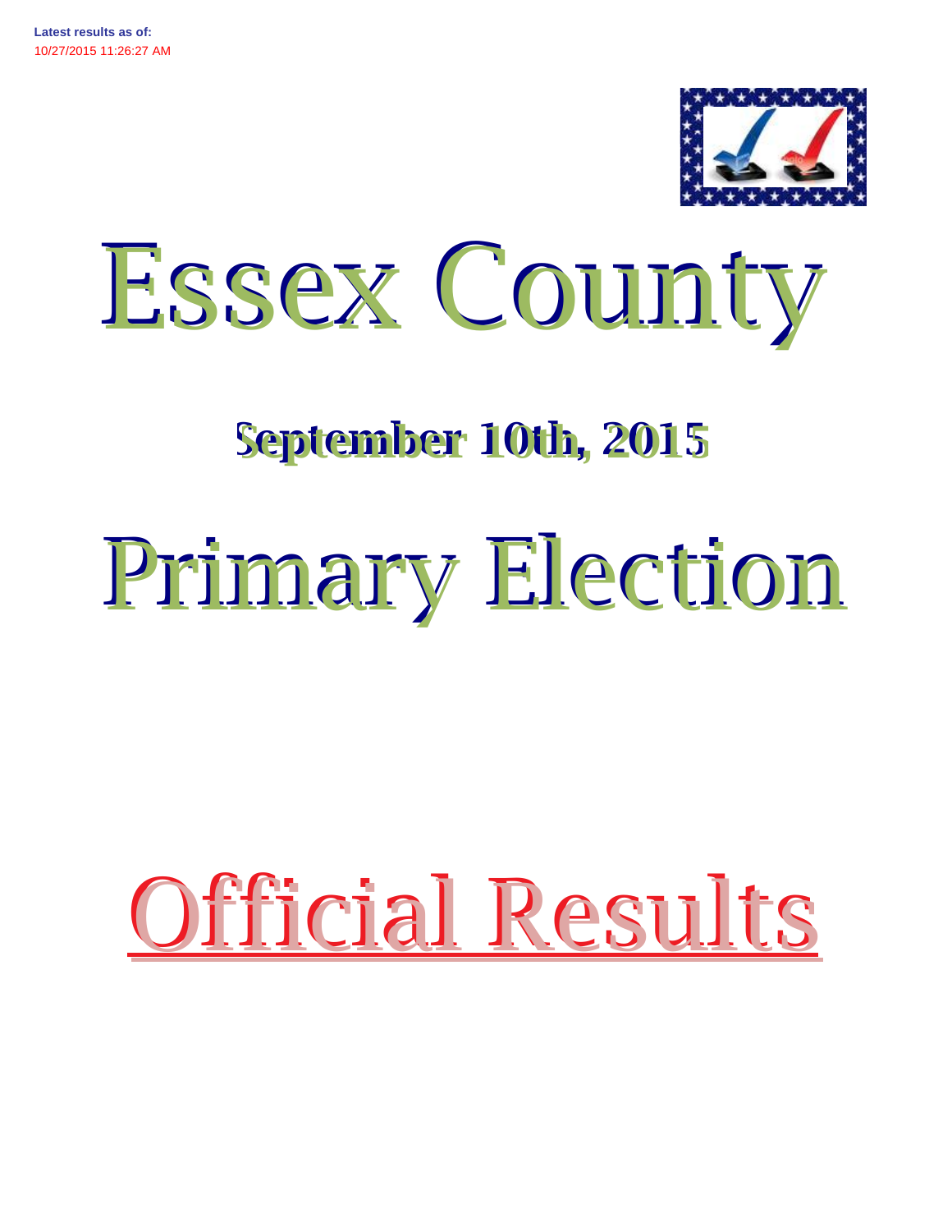**Latest results as of:**
10/27/2015 11:26:27 AM

# Essex County

## September 10th, 2015

# Primary Election

# Official Results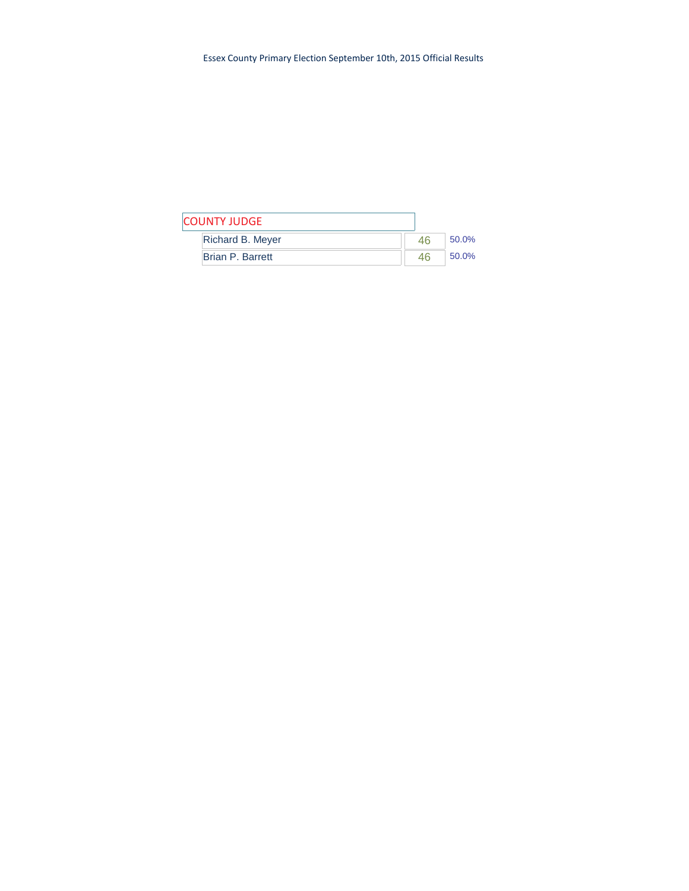Essex County Primary Election September 10th, 2015 Official Results

## COUNTY JUDGE

| Candidate | Votes | Percent |
| --- | --- | --- |
| Richard B. Meyer | 46 | 50.0% |
| Brian P. Barrett | 46 | 50.0% |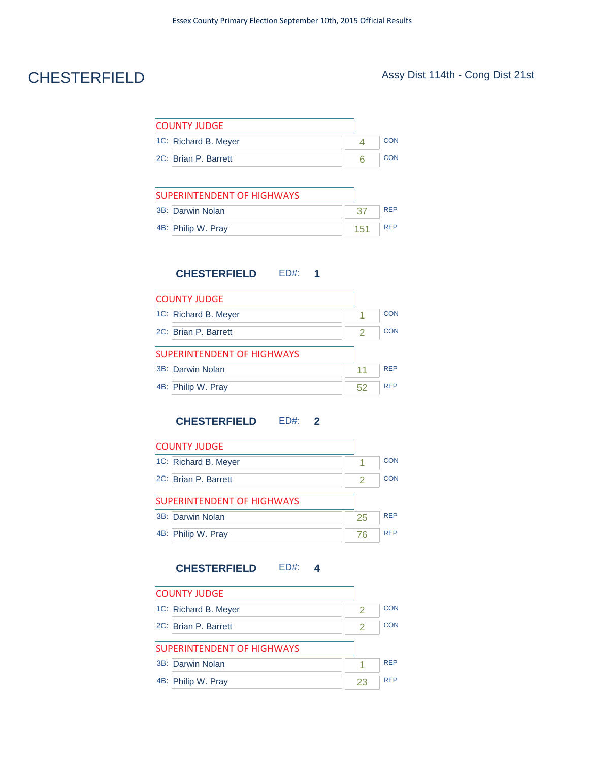Essex County Primary Election September 10th, 2015 Official Results

# CHESTERFIELD

Assy Dist 114th - Cong Dist 21st

| COUNTY JUDGE | | | |
|---|---|---|---|
| 1C: | Richard B. Meyer | 4 | CON |
| 2C: | Brian P. Barrett | 6 | CON |

| SUPERINTENDENT OF HIGHWAYS | | | |
|---|---|---|---|
| 3B: | Darwin Nolan | 37 | REP |
| 4B: | Philip W. Pray | 151 | REP |

## CHESTERFIELD ED#: 1

| COUNTY JUDGE | | | |
|---|---|---|---|
| 1C: | Richard B. Meyer | 1 | CON |
| 2C: | Brian P. Barrett | 2 | CON |

| SUPERINTENDENT OF HIGHWAYS | | | |
|---|---|---|---|
| 3B: | Darwin Nolan | 11 | REP |
| 4B: | Philip W. Pray | 52 | REP |

## CHESTERFIELD ED#: 2

| COUNTY JUDGE | | | |
|---|---|---|---|
| 1C: | Richard B. Meyer | 1 | CON |
| 2C: | Brian P. Barrett | 2 | CON |

| SUPERINTENDENT OF HIGHWAYS | | | |
|---|---|---|---|
| 3B: | Darwin Nolan | 25 | REP |
| 4B: | Philip W. Pray | 76 | REP |

## CHESTERFIELD ED#: 4

| COUNTY JUDGE | | | |
|---|---|---|---|
| 1C: | Richard B. Meyer | 2 | CON |
| 2C: | Brian P. Barrett | 2 | CON |

| SUPERINTENDENT OF HIGHWAYS | | | |
|---|---|---|---|
| 3B: | Darwin Nolan | 1 | REP |
| 4B: | Philip W. Pray | 23 | REP |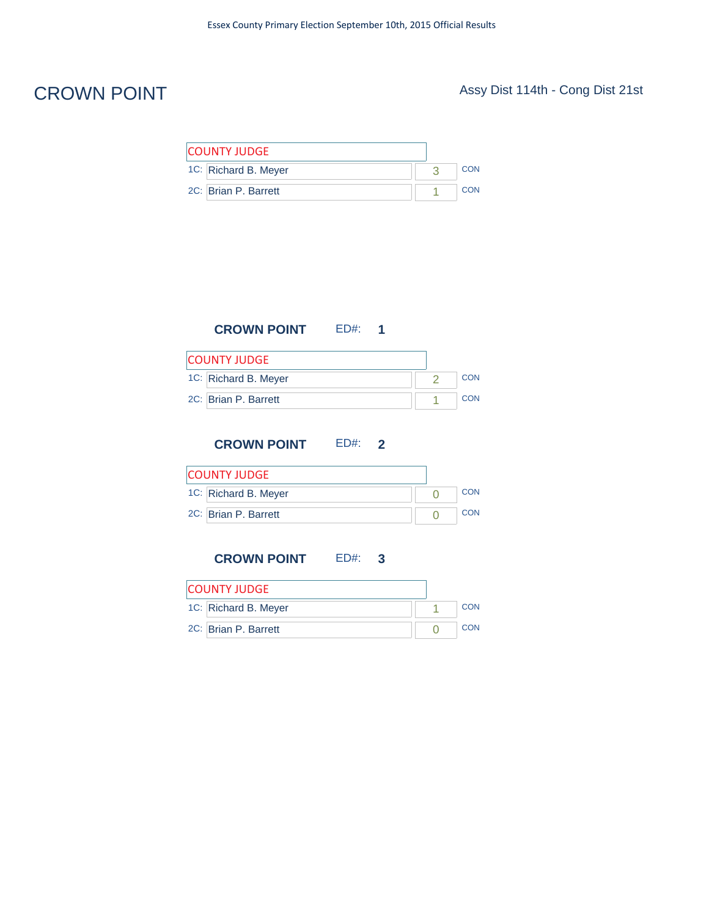# CROWN POINT

Assy Dist 114th - Cong Dist 21st

| COUNTY JUDGE | | | |
|---|---|---|---|
| 1C: | Richard B. Meyer | 3 | CON |
| 2C: | Brian P. Barrett | 1 | CON |

## CROWN POINT ED#: 1

| COUNTY JUDGE | | | |
|---|---|---|---|
| 1C: | Richard B. Meyer | 2 | CON |
| 2C: | Brian P. Barrett | 1 | CON |

## CROWN POINT ED#: 2

| COUNTY JUDGE | | | |
|---|---|---|---|
| 1C: | Richard B. Meyer | 0 | CON |
| 2C: | Brian P. Barrett | 0 | CON |

## CROWN POINT ED#: 3

| COUNTY JUDGE | | | |
|---|---|---|---|
| 1C: | Richard B. Meyer | 1 | CON |
| 2C: | Brian P. Barrett | 0 | CON |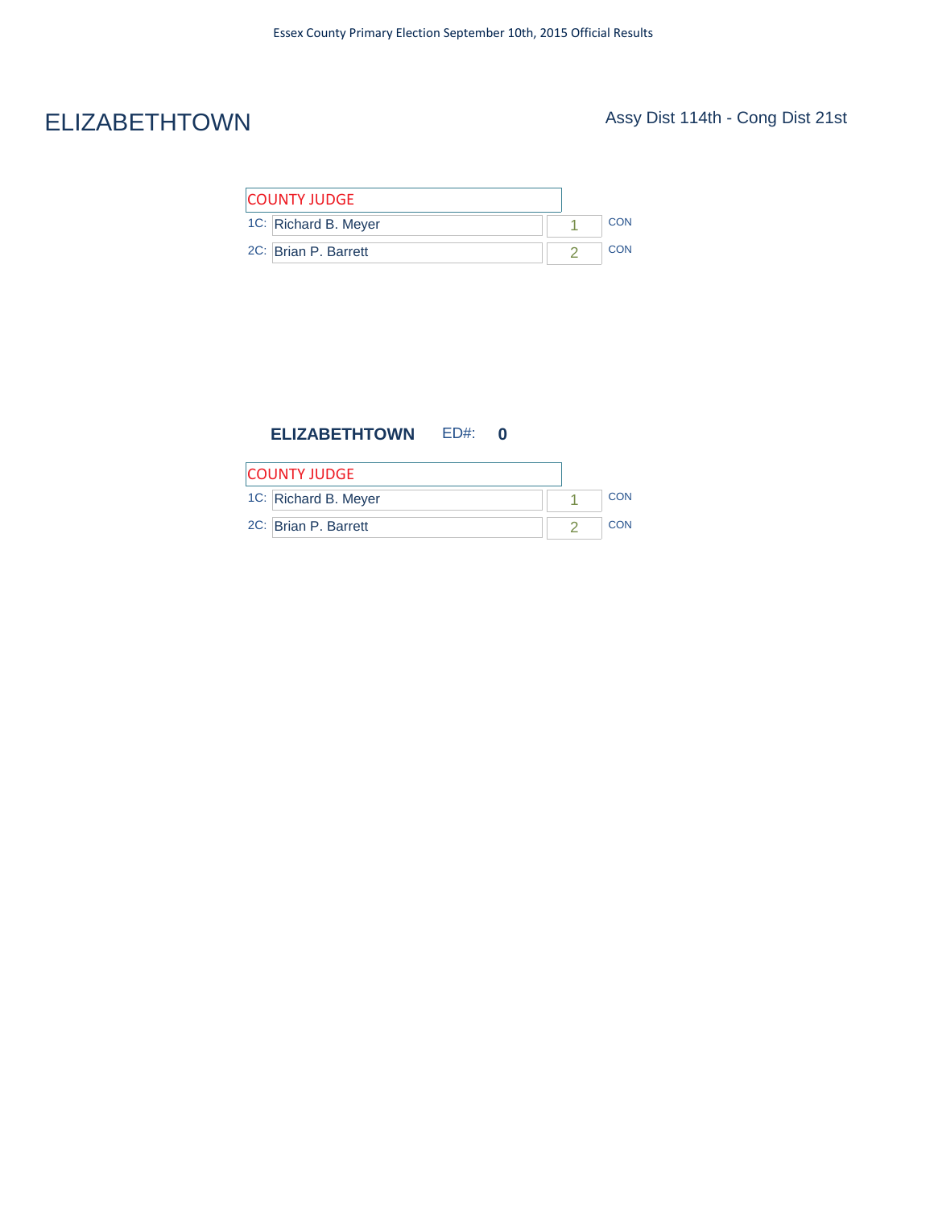# ELIZABETHTOWN

Assy Dist 114th - Cong Dist 21st

| COUNTY JUDGE | | | |
|---|---|---|---|
| 1C: | Richard B. Meyer | 1 | CON |
| 2C: | Brian P. Barrett | 2 | CON |

**ELIZABETHTOWN** ED#: **0**

| COUNTY JUDGE | | | |
|---|---|---|---|
| 1C: | Richard B. Meyer | 1 | CON |
| 2C: | Brian P. Barrett | 2 | CON |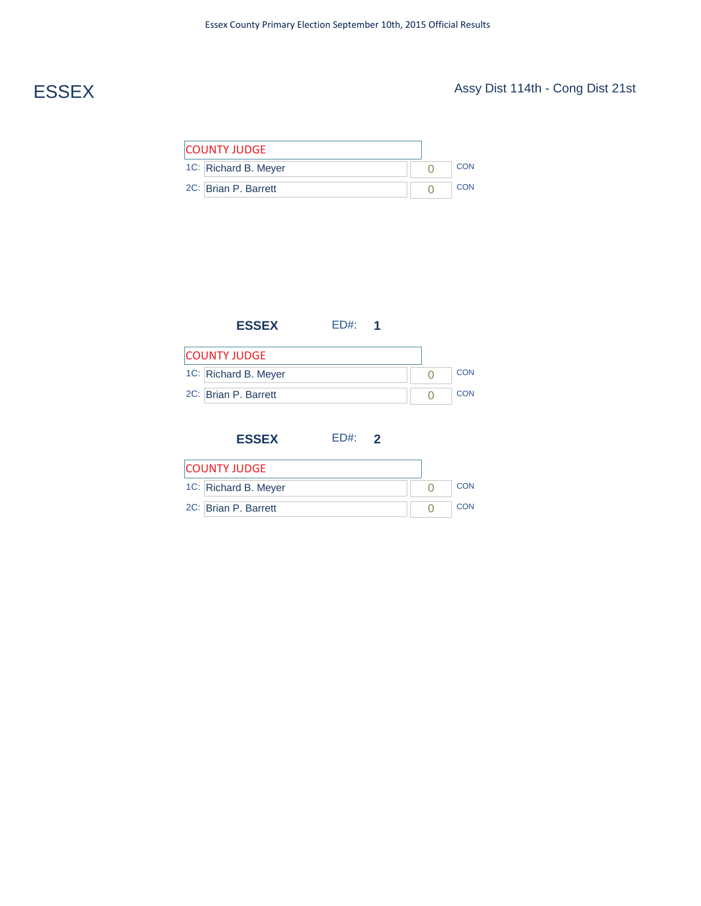Essex County Primary Election September 10th, 2015 Official Results

# ESSEX

Assy Dist 114th - Cong Dist 21st

| COUNTY JUDGE | | | |
|---|---|---|---|
| 1C: | Richard B. Meyer | 0 | CON |
| 2C: | Brian P. Barrett | 0 | CON |

## ESSEX ED#: 1

| COUNTY JUDGE | | | |
|---|---|---|---|
| 1C: | Richard B. Meyer | 0 | CON |
| 2C: | Brian P. Barrett | 0 | CON |

## ESSEX ED#: 2

| COUNTY JUDGE | | | |
|---|---|---|---|
| 1C: | Richard B. Meyer | 0 | CON |
| 2C: | Brian P. Barrett | 0 | CON |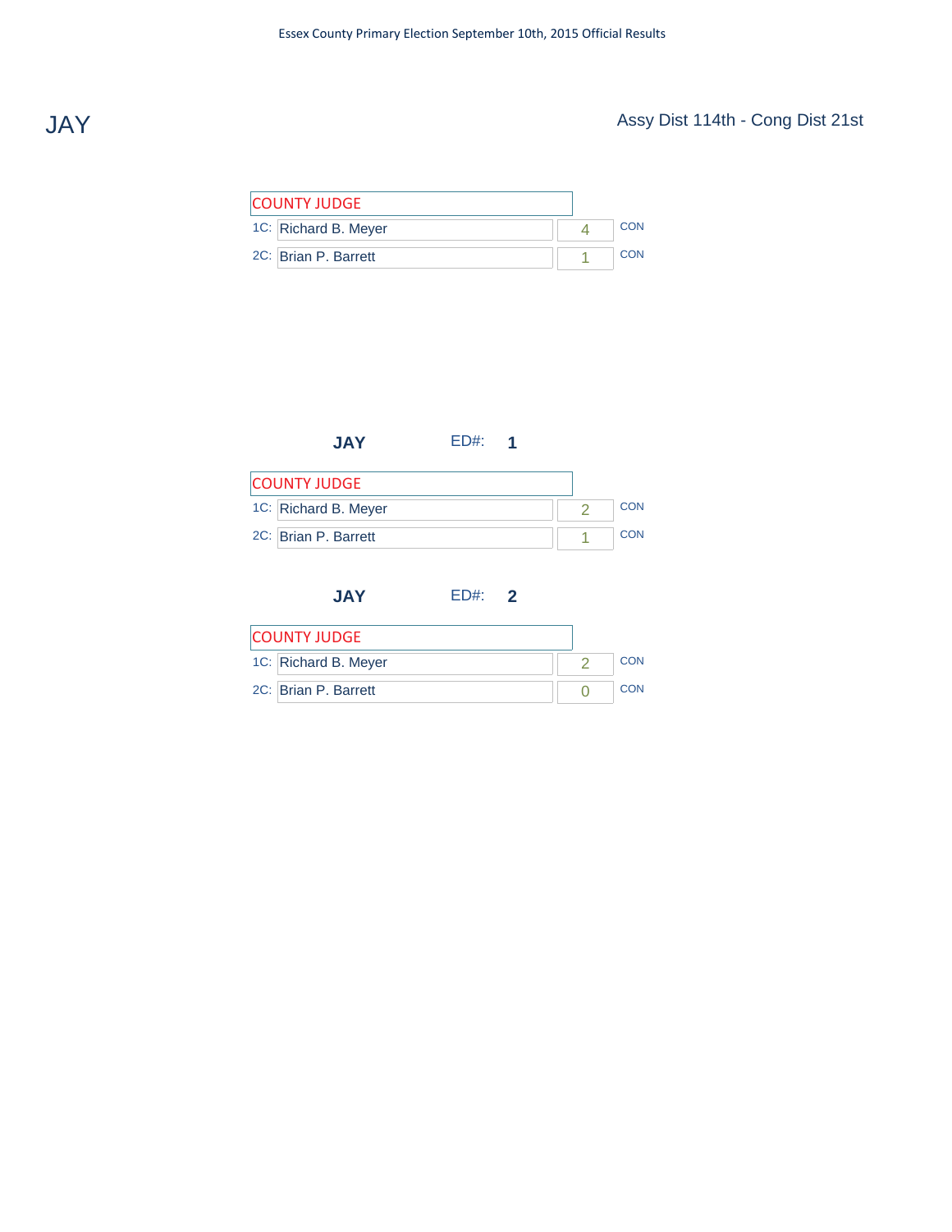# JAY

Assy Dist 114th - Cong Dist 21st

| COUNTY JUDGE | | | |
|---|---|---|---|
| 1C: | Richard B. Meyer | 4 | CON |
| 2C: | Brian P. Barrett | 1 | CON |

## JAY ED#: 1

| COUNTY JUDGE | | | |
|---|---|---|---|
| 1C: | Richard B. Meyer | 2 | CON |
| 2C: | Brian P. Barrett | 1 | CON |

## JAY ED#: 2

| COUNTY JUDGE | | | |
|---|---|---|---|
| 1C: | Richard B. Meyer | 2 | CON |
| 2C: | Brian P. Barrett | 0 | CON |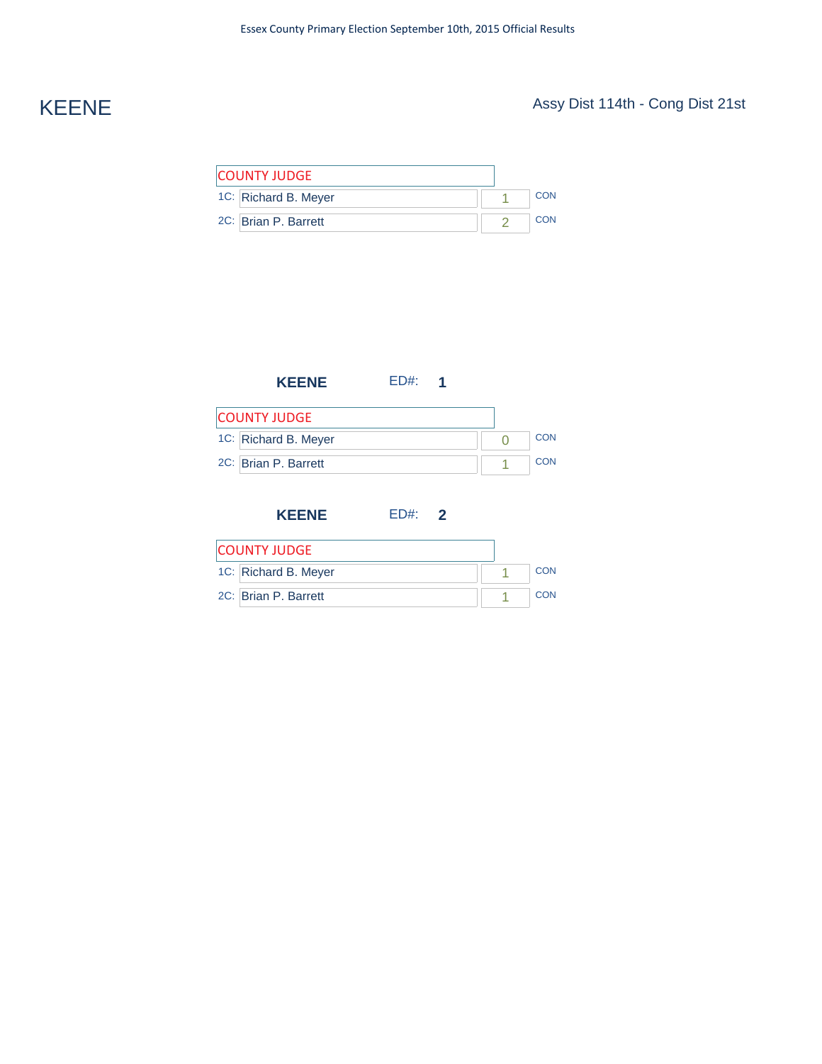# KEENE

Assy Dist 114th - Cong Dist 21st

| COUNTY JUDGE | | | |
|---|---|---|---|
| 1C: | Richard B. Meyer | 1 | CON |
| 2C: | Brian P. Barrett | 2 | CON |

## KEENE ED#: 1

| COUNTY JUDGE | | | |
|---|---|---|---|
| 1C: | Richard B. Meyer | 0 | CON |
| 2C: | Brian P. Barrett | 1 | CON |

## KEENE ED#: 2

| COUNTY JUDGE | | | |
|---|---|---|---|
| 1C: | Richard B. Meyer | 1 | CON |
| 2C: | Brian P. Barrett | 1 | CON |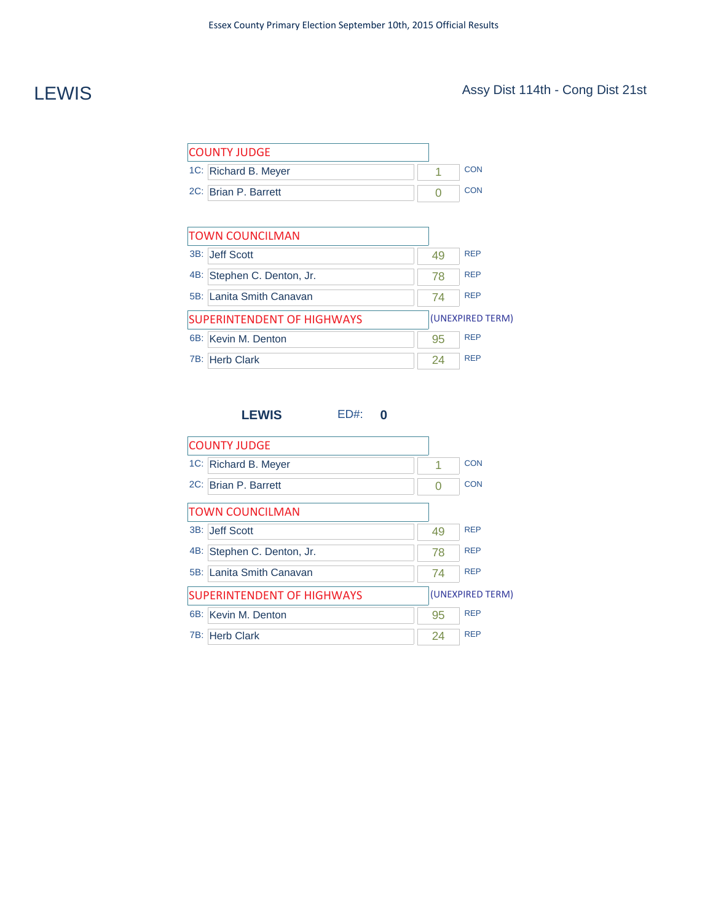Essex County Primary Election September 10th, 2015 Official Results

# LEWIS

Assy Dist 114th - Cong Dist 21st

| COUNTY JUDGE | | | |
|---|---|---|---|
| 1C: | Richard B. Meyer | 1 | CON |
| 2C: | Brian P. Barrett | 0 | CON |

| TOWN COUNCILMAN | | | |
|---|---|---|---|
| 3B: | Jeff Scott | 49 | REP |
| 4B: | Stephen C. Denton, Jr. | 78 | REP |
| 5B: | Lanita Smith Canavan | 74 | REP |

| SUPERINTENDENT OF HIGHWAYS (UNEXPIRED TERM) | | | |
|---|---|---|---|
| 6B: | Kevin M. Denton | 95 | REP |
| 7B: | Herb Clark | 24 | REP |

## LEWIS ED#: 0

| COUNTY JUDGE | | | |
|---|---|---|---|
| 1C: | Richard B. Meyer | 1 | CON |
| 2C: | Brian P. Barrett | 0 | CON |

| TOWN COUNCILMAN | | | |
|---|---|---|---|
| 3B: | Jeff Scott | 49 | REP |
| 4B: | Stephen C. Denton, Jr. | 78 | REP |
| 5B: | Lanita Smith Canavan | 74 | REP |

| SUPERINTENDENT OF HIGHWAYS (UNEXPIRED TERM) | | | |
|---|---|---|---|
| 6B: | Kevin M. Denton | 95 | REP |
| 7B: | Herb Clark | 24 | REP |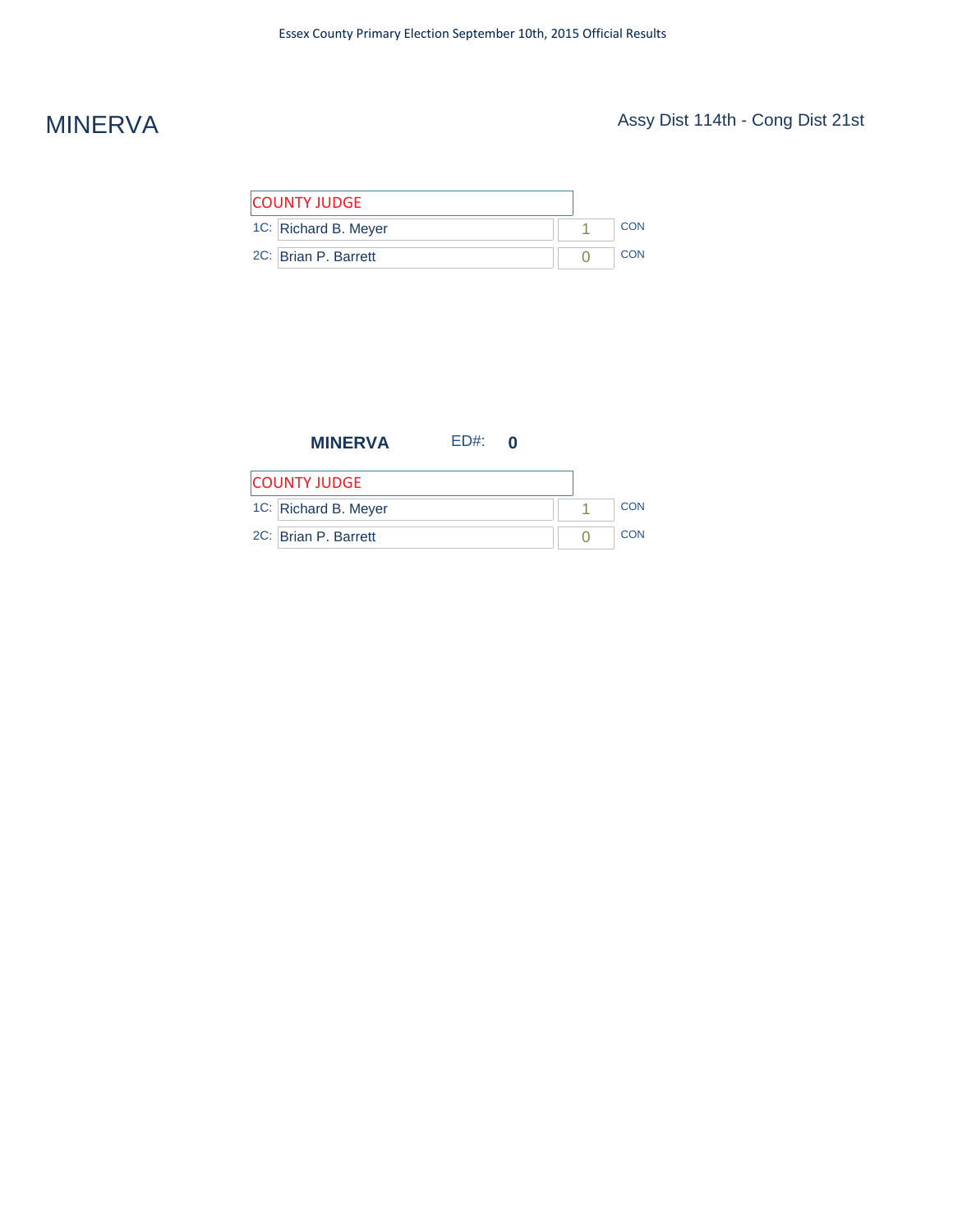# MINERVA

Assy Dist 114th - Cong Dist 21st

| COUNTY JUDGE | | | |
|---|---|---|---|
| 1C: | Richard B. Meyer | 1 | CON |
| 2C: | Brian P. Barrett | 0 | CON |

**MINERVA** ED#: **0**

| COUNTY JUDGE | | | |
|---|---|---|---|
| 1C: | Richard B. Meyer | 1 | CON |
| 2C: | Brian P. Barrett | 0 | CON |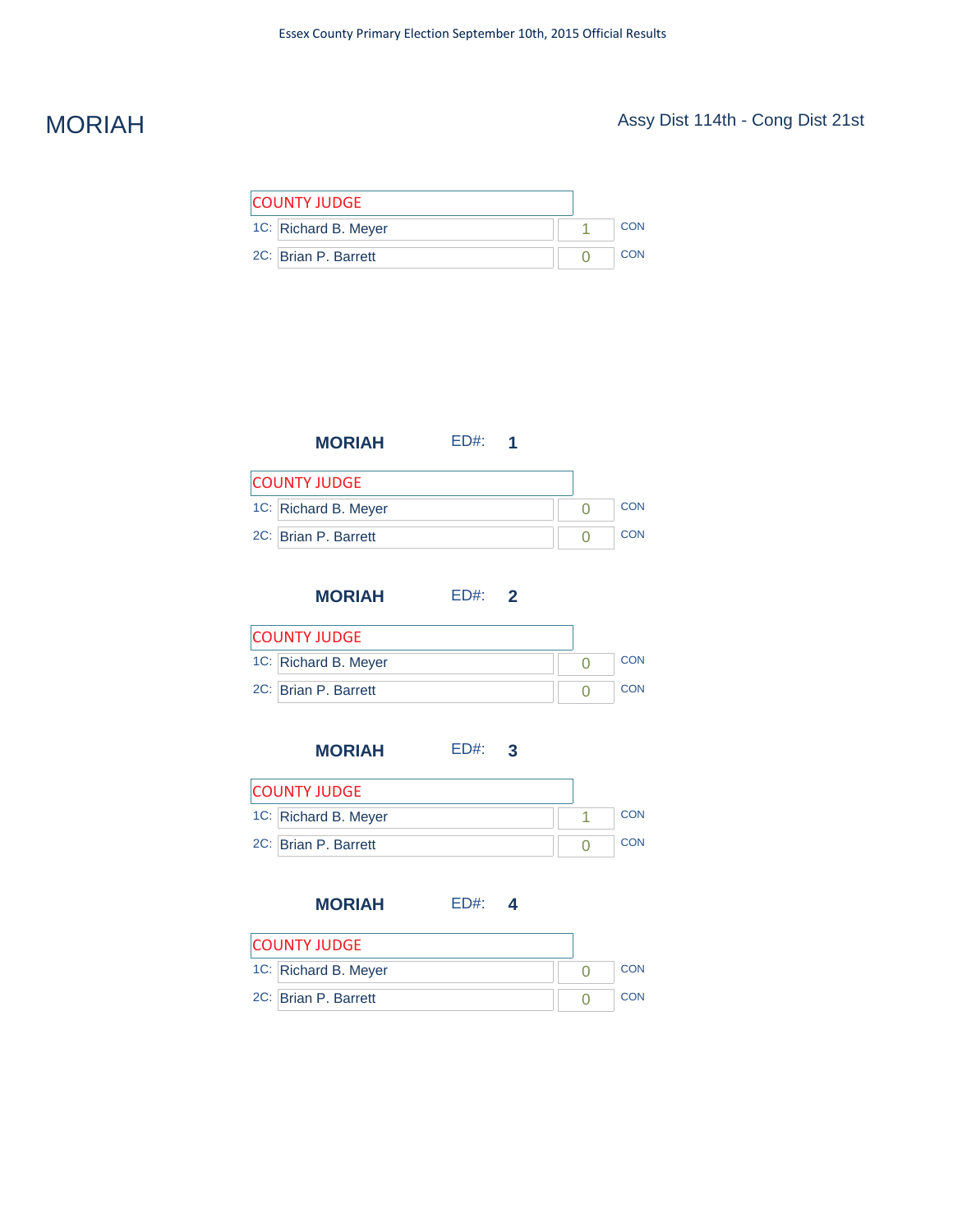# MORIAH

Assy Dist 114th - Cong Dist 21st

| COUNTY JUDGE | | | |
|---|---|---|---|
| 1C: | Richard B. Meyer | 1 | CON |
| 2C: | Brian P. Barrett | 0 | CON |

## MORIAH ED#: 1

| COUNTY JUDGE | | | |
|---|---|---|---|
| 1C: | Richard B. Meyer | 0 | CON |
| 2C: | Brian P. Barrett | 0 | CON |

## MORIAH ED#: 2

| COUNTY JUDGE | | | |
|---|---|---|---|
| 1C: | Richard B. Meyer | 0 | CON |
| 2C: | Brian P. Barrett | 0 | CON |

## MORIAH ED#: 3

| COUNTY JUDGE | | | |
|---|---|---|---|
| 1C: | Richard B. Meyer | 1 | CON |
| 2C: | Brian P. Barrett | 0 | CON |

## MORIAH ED#: 4

| COUNTY JUDGE | | | |
|---|---|---|---|
| 1C: | Richard B. Meyer | 0 | CON |
| 2C: | Brian P. Barrett | 0 | CON |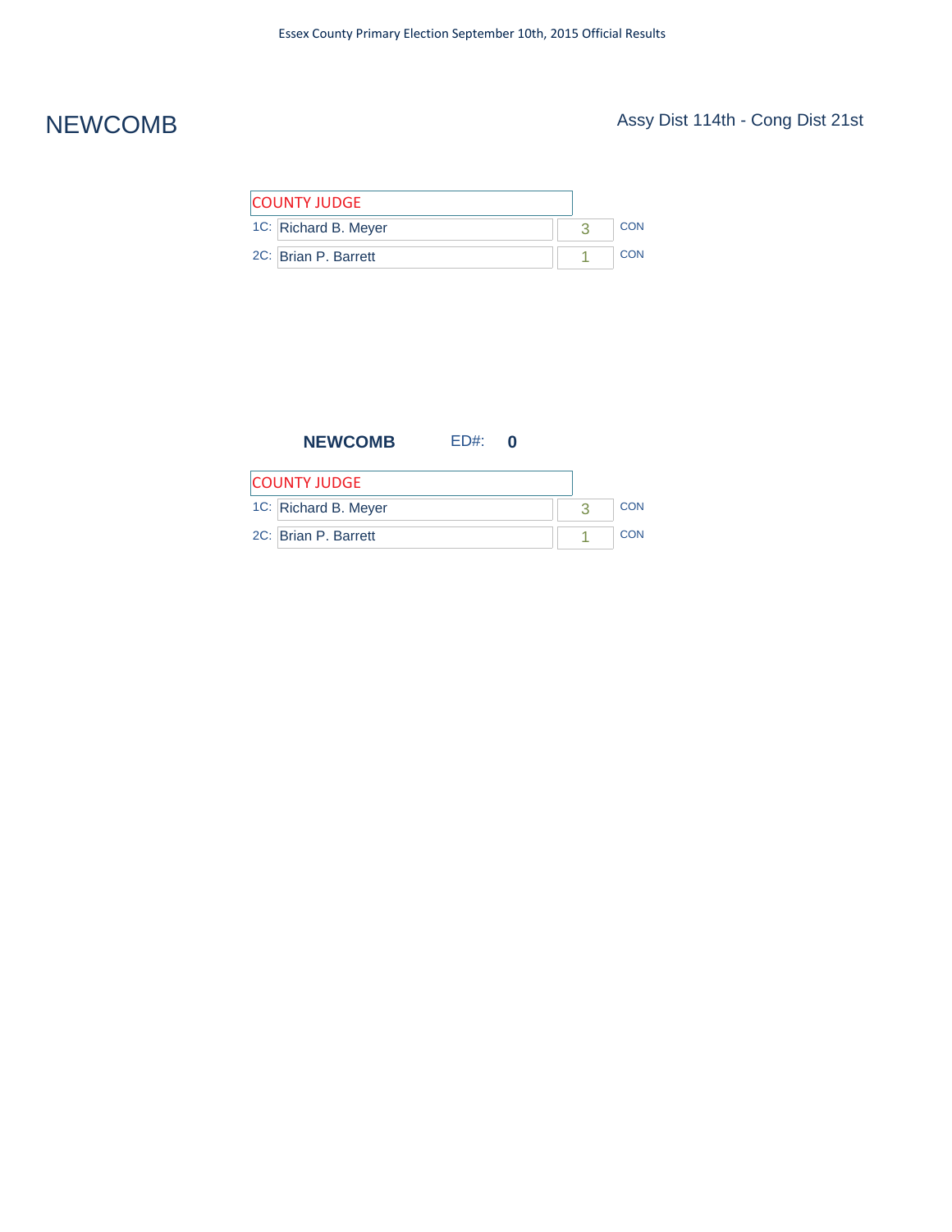# NEWCOMB

Assy Dist 114th - Cong Dist 21st

| COUNTY JUDGE | | | |
|---|---|---|---|
| 1C: | Richard B. Meyer | 3 | CON |
| 2C: | Brian P. Barrett | 1 | CON |

**NEWCOMB** ED#: **0**

| COUNTY JUDGE | | | |
|---|---|---|---|
| 1C: | Richard B. Meyer | 3 | CON |
| 2C: | Brian P. Barrett | 1 | CON |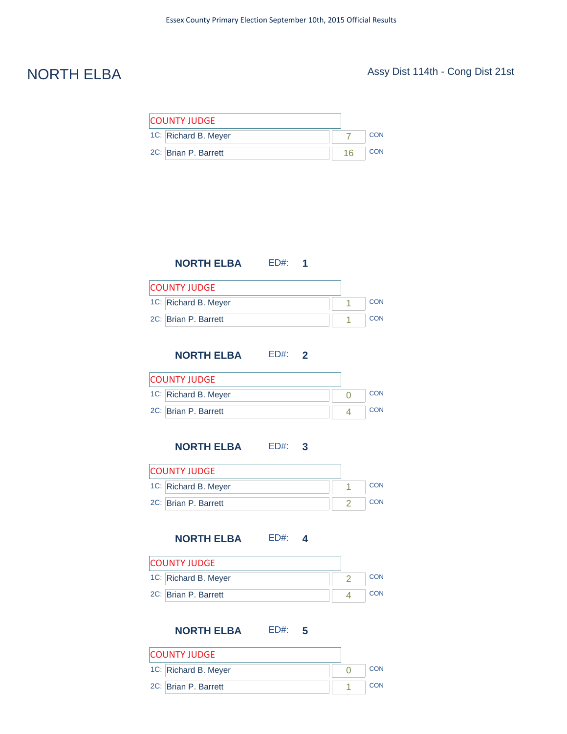# NORTH ELBA

Assy Dist 114th - Cong Dist 21st

| COUNTY JUDGE | | |
|---|---|---|
| 1C: Richard B. Meyer | 7 | CON |
| 2C: Brian P. Barrett | 16 | CON |

## NORTH ELBA ED#: 1

| COUNTY JUDGE | | |
|---|---|---|
| 1C: Richard B. Meyer | 1 | CON |
| 2C: Brian P. Barrett | 1 | CON |

## NORTH ELBA ED#: 2

| COUNTY JUDGE | | |
|---|---|---|
| 1C: Richard B. Meyer | 0 | CON |
| 2C: Brian P. Barrett | 4 | CON |

## NORTH ELBA ED#: 3

| COUNTY JUDGE | | |
|---|---|---|
| 1C: Richard B. Meyer | 1 | CON |
| 2C: Brian P. Barrett | 2 | CON |

## NORTH ELBA ED#: 4

| COUNTY JUDGE | | |
|---|---|---|
| 1C: Richard B. Meyer | 2 | CON |
| 2C: Brian P. Barrett | 4 | CON |

## NORTH ELBA ED#: 5

| COUNTY JUDGE | | |
|---|---|---|
| 1C: Richard B. Meyer | 0 | CON |
| 2C: Brian P. Barrett | 1 | CON |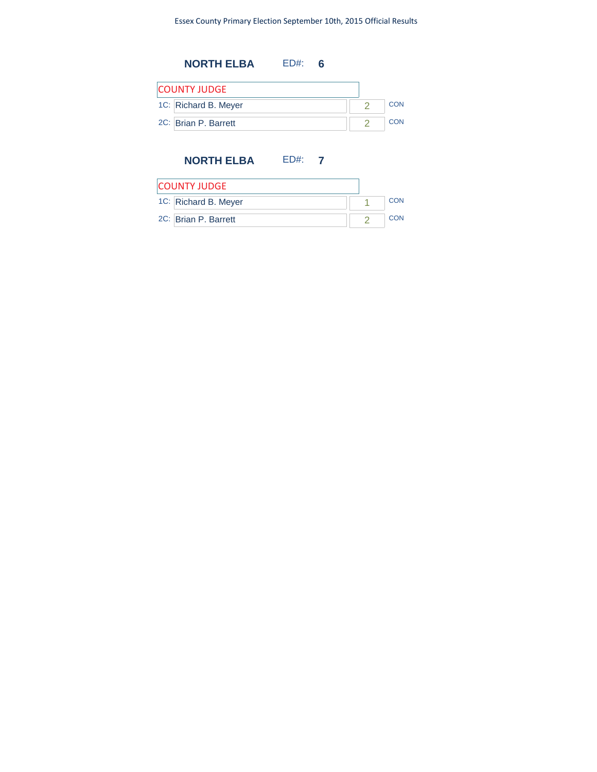Essex County Primary Election September 10th, 2015 Official Results

## NORTH ELBA ED#: 6

| COUNTY JUDGE | | | |
|---|---|---|---|
| 1C: | Richard B. Meyer | 2 | CON |
| 2C: | Brian P. Barrett | 2 | CON |

## NORTH ELBA ED#: 7

| COUNTY JUDGE | | | |
|---|---|---|---|
| 1C: | Richard B. Meyer | 1 | CON |
| 2C: | Brian P. Barrett | 2 | CON |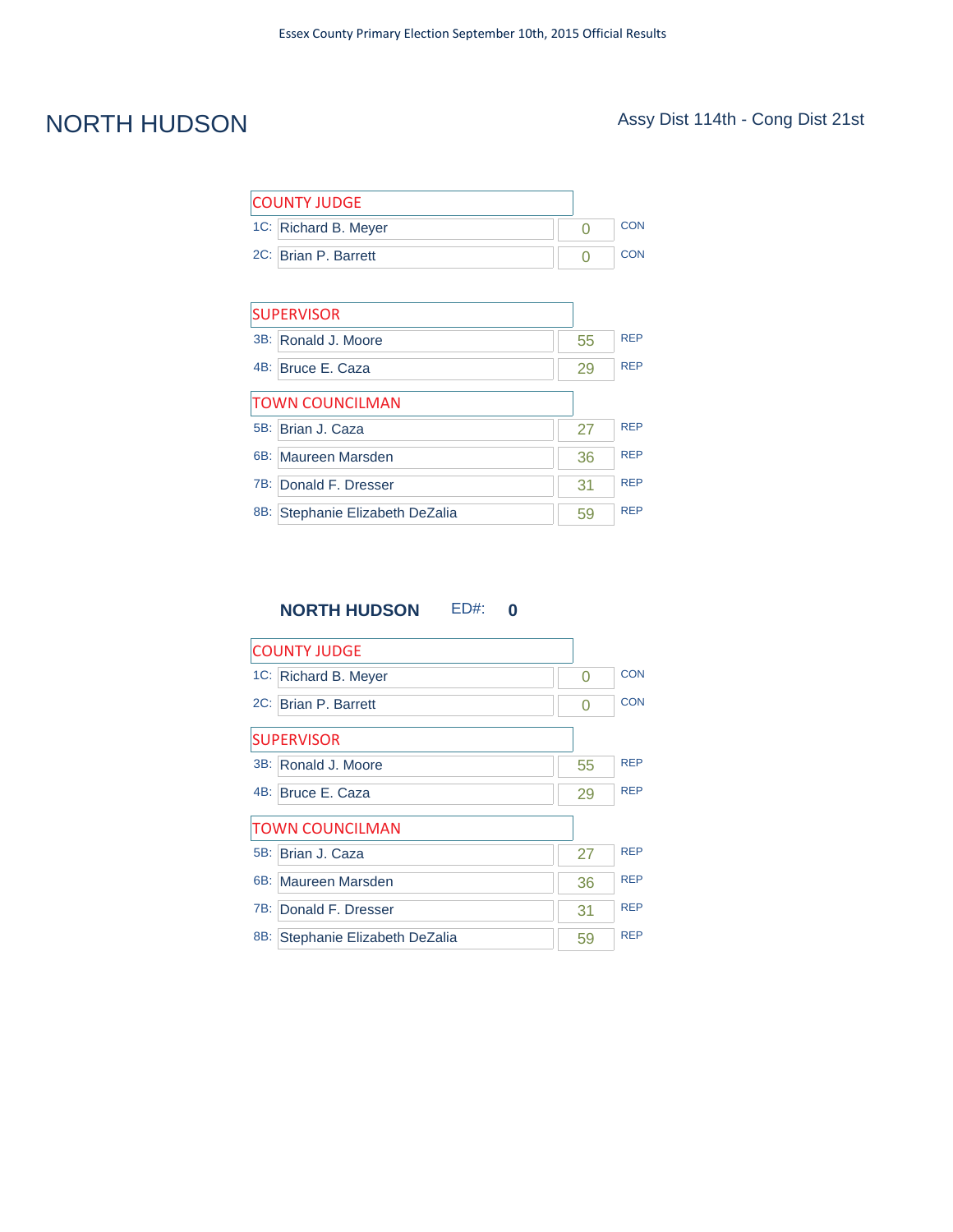Essex County Primary Election September 10th, 2015 Official Results

# NORTH HUDSON

Assy Dist 114th - Cong Dist 21st

| COUNTY JUDGE | | | |
|---|---|---|---|
| 1C: | Richard B. Meyer | 0 | CON |
| 2C: | Brian P. Barrett | 0 | CON |

| SUPERVISOR | | | |
|---|---|---|---|
| 3B: | Ronald J. Moore | 55 | REP |
| 4B: | Bruce E. Caza | 29 | REP |

| TOWN COUNCILMAN | | | |
|---|---|---|---|
| 5B: | Brian J. Caza | 27 | REP |
| 6B: | Maureen Marsden | 36 | REP |
| 7B: | Donald F. Dresser | 31 | REP |
| 8B: | Stephanie Elizabeth DeZalia | 59 | REP |

## NORTH HUDSON ED#: 0

| COUNTY JUDGE | | | |
|---|---|---|---|
| 1C: | Richard B. Meyer | 0 | CON |
| 2C: | Brian P. Barrett | 0 | CON |

| SUPERVISOR | | | |
|---|---|---|---|
| 3B: | Ronald J. Moore | 55 | REP |
| 4B: | Bruce E. Caza | 29 | REP |

| TOWN COUNCILMAN | | | |
|---|---|---|---|
| 5B: | Brian J. Caza | 27 | REP |
| 6B: | Maureen Marsden | 36 | REP |
| 7B: | Donald F. Dresser | 31 | REP |
| 8B: | Stephanie Elizabeth DeZalia | 59 | REP |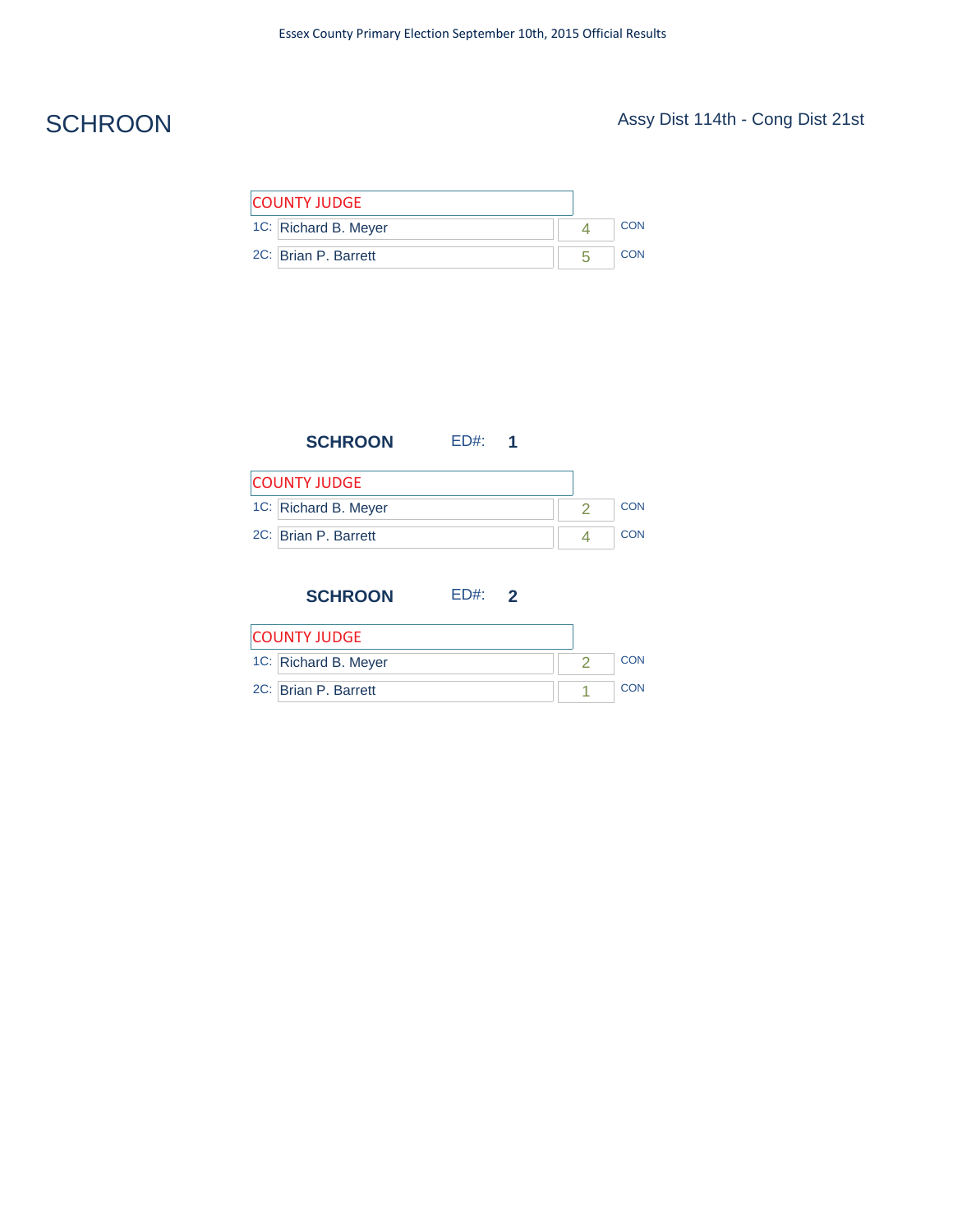Essex County Primary Election September 10th, 2015 Official Results

# SCHROON

Assy Dist 114th - Cong Dist 21st

| COUNTY JUDGE | | | |
|---|---|---|---|
| 1C: | Richard B. Meyer | 4 | CON |
| 2C: | Brian P. Barrett | 5 | CON |

## SCHROON ED#: 1

| COUNTY JUDGE | | | |
|---|---|---|---|
| 1C: | Richard B. Meyer | 2 | CON |
| 2C: | Brian P. Barrett | 4 | CON |

## SCHROON ED#: 2

| COUNTY JUDGE | | | |
|---|---|---|---|
| 1C: | Richard B. Meyer | 2 | CON |
| 2C: | Brian P. Barrett | 1 | CON |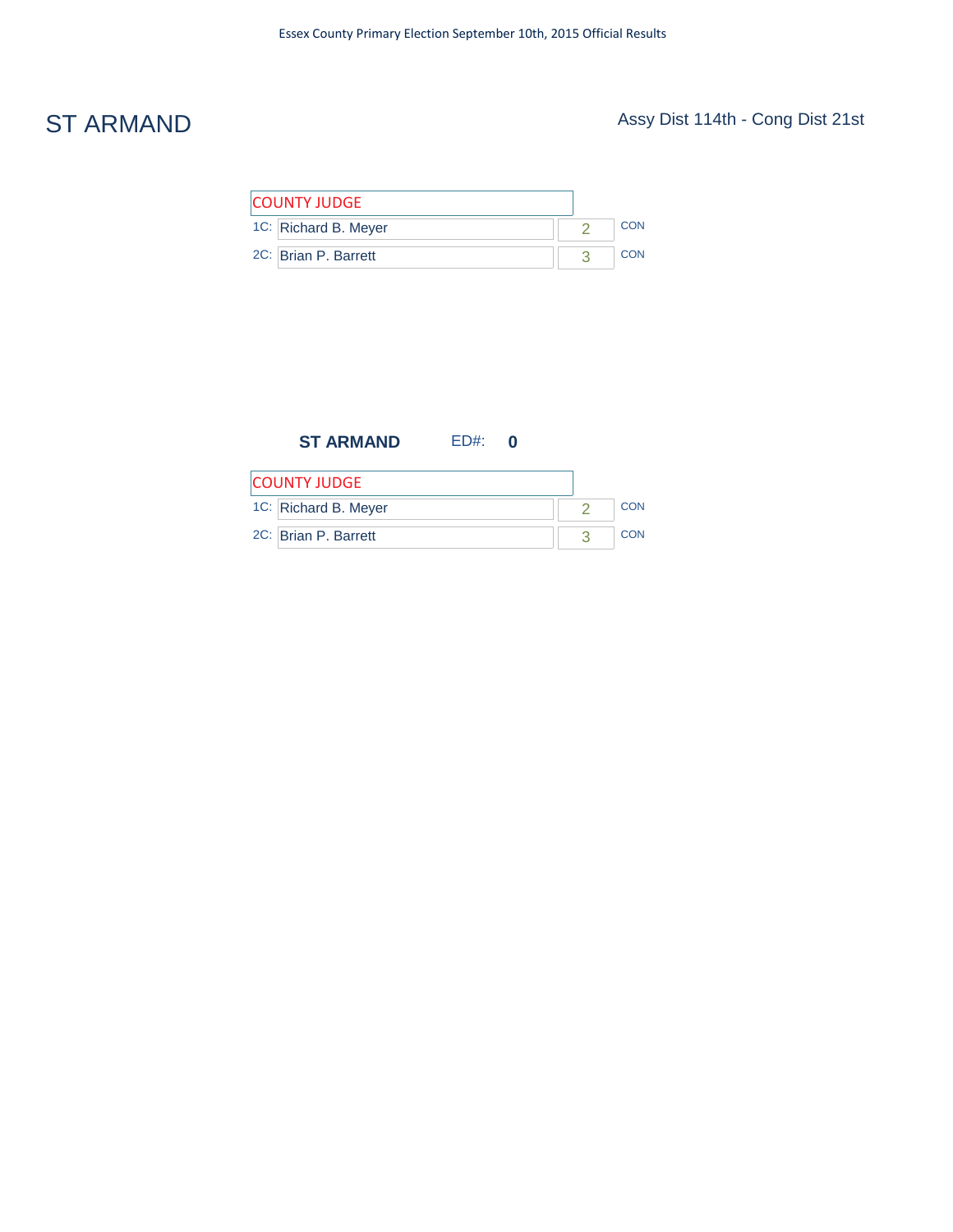# ST ARMAND

Assy Dist 114th - Cong Dist 21st

| COUNTY JUDGE | | | |
|---|---|---|---|
| 1C: | Richard B. Meyer | 2 | CON |
| 2C: | Brian P. Barrett | 3 | CON |

**ST ARMAND** ED#: **0**

| COUNTY JUDGE | | | |
|---|---|---|---|
| 1C: | Richard B. Meyer | 2 | CON |
| 2C: | Brian P. Barrett | 3 | CON |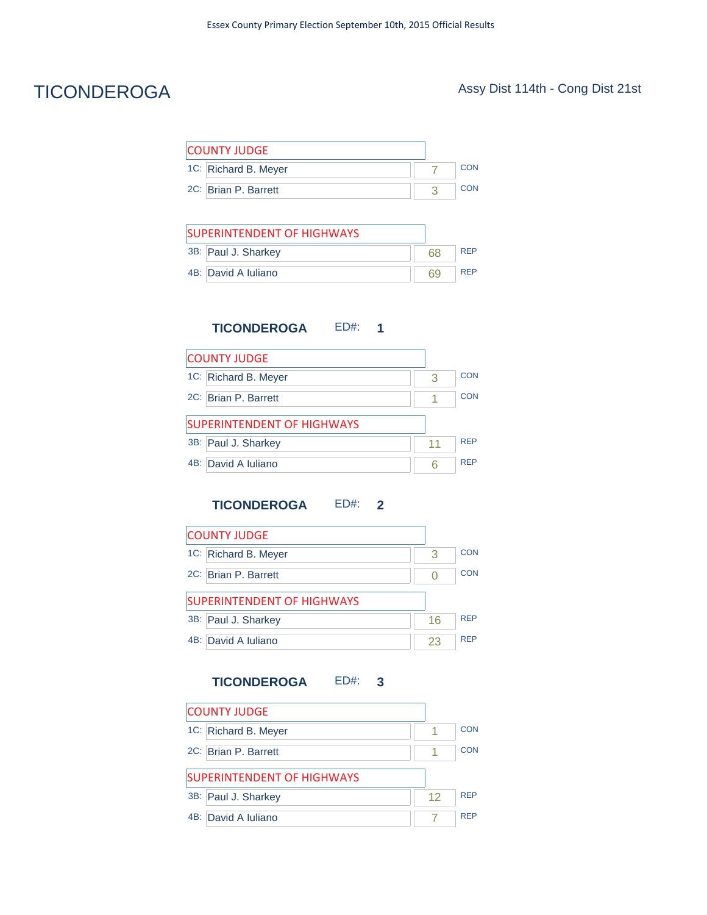Essex County Primary Election September 10th, 2015 Official Results

# TICONDEROGA

Assy Dist 114th - Cong Dist 21st

| COUNTY JUDGE | | | |
|---|---|---|---|
| 1C: | Richard B. Meyer | 7 | CON |
| 2C: | Brian P. Barrett | 3 | CON |

| SUPERINTENDENT OF HIGHWAYS | | | |
|---|---|---|---|
| 3B: | Paul J. Sharkey | 68 | REP |
| 4B: | David A Iuliano | 69 | REP |

## TICONDEROGA ED#: 1

| COUNTY JUDGE | | | |
|---|---|---|---|
| 1C: | Richard B. Meyer | 3 | CON |
| 2C: | Brian P. Barrett | 1 | CON |

| SUPERINTENDENT OF HIGHWAYS | | | |
|---|---|---|---|
| 3B: | Paul J. Sharkey | 11 | REP |
| 4B: | David A Iuliano | 6 | REP |

## TICONDEROGA ED#: 2

| COUNTY JUDGE | | | |
|---|---|---|---|
| 1C: | Richard B. Meyer | 3 | CON |
| 2C: | Brian P. Barrett | 0 | CON |

| SUPERINTENDENT OF HIGHWAYS | | | |
|---|---|---|---|
| 3B: | Paul J. Sharkey | 16 | REP |
| 4B: | David A Iuliano | 23 | REP |

## TICONDEROGA ED#: 3

| COUNTY JUDGE | | | |
|---|---|---|---|
| 1C: | Richard B. Meyer | 1 | CON |
| 2C: | Brian P. Barrett | 1 | CON |

| SUPERINTENDENT OF HIGHWAYS | | | |
|---|---|---|---|
| 3B: | Paul J. Sharkey | 12 | REP |
| 4B: | David A Iuliano | 7 | REP |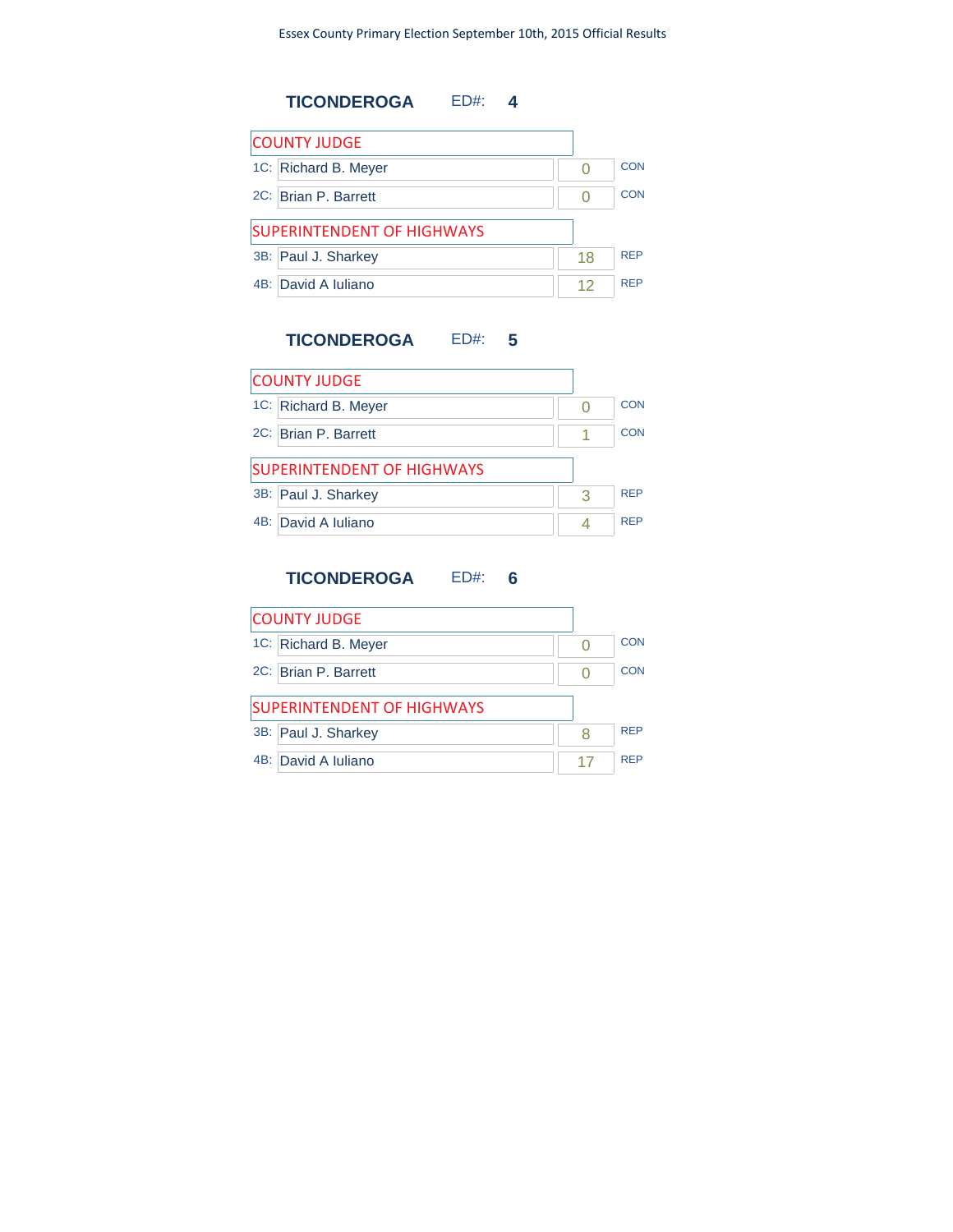Essex County Primary Election September 10th, 2015 Official Results

## TICONDEROGA ED#: 4

| COUNTY JUDGE | | | |
|---|---|---|---|
| 1C: | Richard B. Meyer | 0 | CON |
| 2C: | Brian P. Barrett | 0 | CON |

| SUPERINTENDENT OF HIGHWAYS | | | |
|---|---|---|---|
| 3B: | Paul J. Sharkey | 18 | REP |
| 4B: | David A Iuliano | 12 | REP |

## TICONDEROGA ED#: 5

| COUNTY JUDGE | | | |
|---|---|---|---|
| 1C: | Richard B. Meyer | 0 | CON |
| 2C: | Brian P. Barrett | 1 | CON |

| SUPERINTENDENT OF HIGHWAYS | | | |
|---|---|---|---|
| 3B: | Paul J. Sharkey | 3 | REP |
| 4B: | David A Iuliano | 4 | REP |

## TICONDEROGA ED#: 6

| COUNTY JUDGE | | | |
|---|---|---|---|
| 1C: | Richard B. Meyer | 0 | CON |
| 2C: | Brian P. Barrett | 0 | CON |

| SUPERINTENDENT OF HIGHWAYS | | | |
|---|---|---|---|
| 3B: | Paul J. Sharkey | 8 | REP |
| 4B: | David A Iuliano | 17 | REP |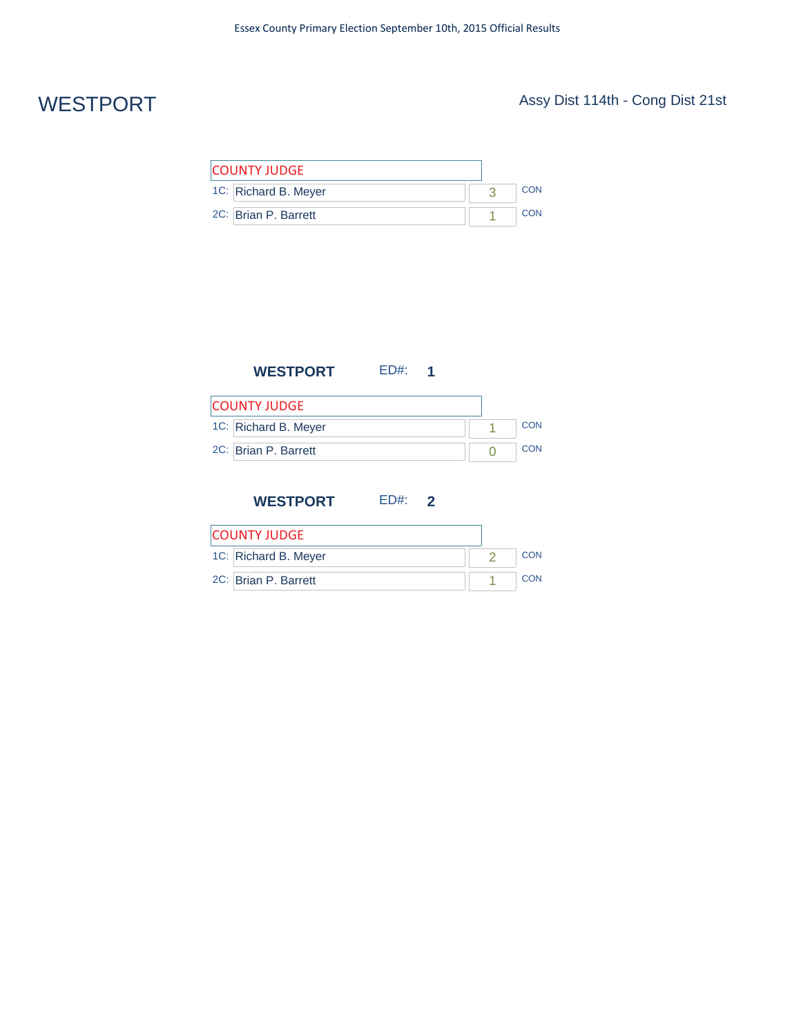Essex County Primary Election September 10th, 2015 Official Results

# WESTPORT

Assy Dist 114th - Cong Dist 21st

| COUNTY JUDGE | | | |
|---|---|---|---|
| 1C: | Richard B. Meyer | 3 | CON |
| 2C: | Brian P. Barrett | 1 | CON |

## WESTPORT ED#: 1

| COUNTY JUDGE | | | |
|---|---|---|---|
| 1C: | Richard B. Meyer | 1 | CON |
| 2C: | Brian P. Barrett | 0 | CON |

## WESTPORT ED#: 2

| COUNTY JUDGE | | | |
|---|---|---|---|
| 1C: | Richard B. Meyer | 2 | CON |
| 2C: | Brian P. Barrett | 1 | CON |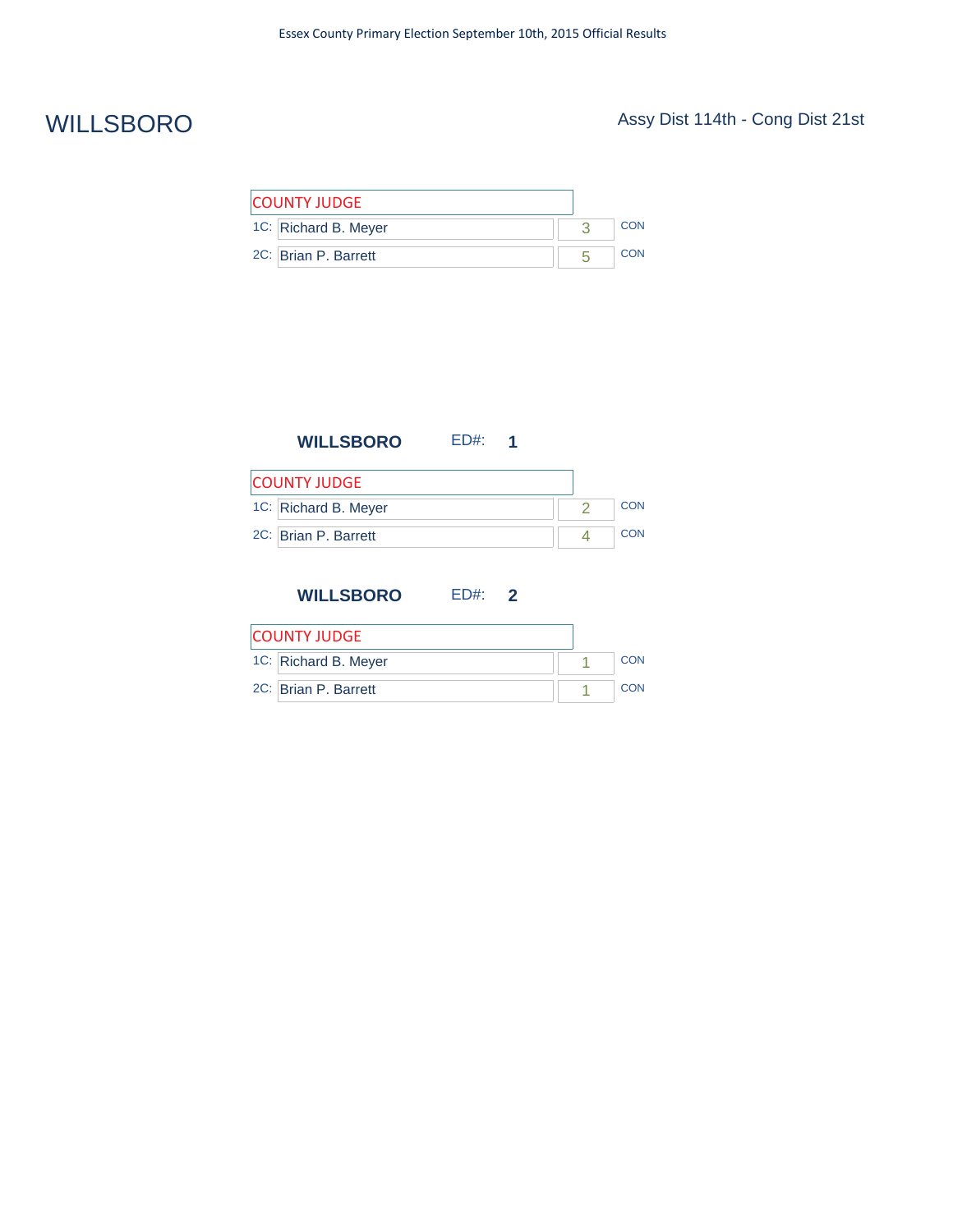Essex County Primary Election September 10th, 2015 Official Results

# WILLSBORO

Assy Dist 114th - Cong Dist 21st

| COUNTY JUDGE | | | |
|---|---|---|---|
| 1C: | Richard B. Meyer | 3 | CON |
| 2C: | Brian P. Barrett | 5 | CON |

## WILLSBORO ED#: 1

| COUNTY JUDGE | | | |
|---|---|---|---|
| 1C: | Richard B. Meyer | 2 | CON |
| 2C: | Brian P. Barrett | 4 | CON |

## WILLSBORO ED#: 2

| COUNTY JUDGE | | | |
|---|---|---|---|
| 1C: | Richard B. Meyer | 1 | CON |
| 2C: | Brian P. Barrett | 1 | CON |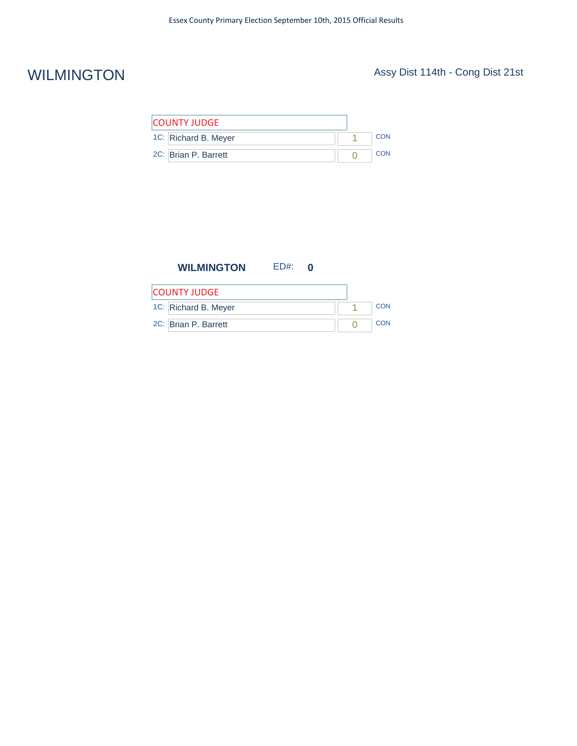# WILMINGTON

Assy Dist 114th - Cong Dist 21st

| COUNTY JUDGE | | | |
|---|---|---|---|
| 1C: | Richard B. Meyer | 1 | CON |
| 2C: | Brian P. Barrett | 0 | CON |

**WILMINGTON** ED#: **0**

| COUNTY JUDGE | | | |
|---|---|---|---|
| 1C: | Richard B. Meyer | 1 | CON |
| 2C: | Brian P. Barrett | 0 | CON |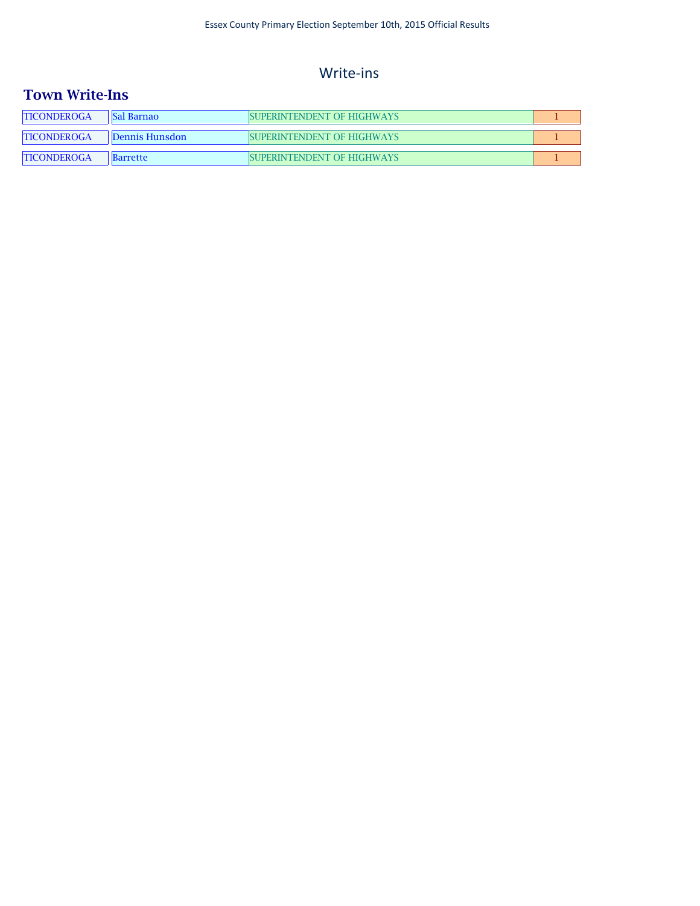Essex County Primary Election September 10th, 2015 Official Results

# Write-ins

## Town Write-Ins

| | | | |
|---|---|---|---|
| TICONDEROGA | Sal Barnao | SUPERINTENDENT OF HIGHWAYS | 1 |
| TICONDEROGA | Dennis Hunsdon | SUPERINTENDENT OF HIGHWAYS | 1 |
| TICONDEROGA | Barrette | SUPERINTENDENT OF HIGHWAYS | 1 |